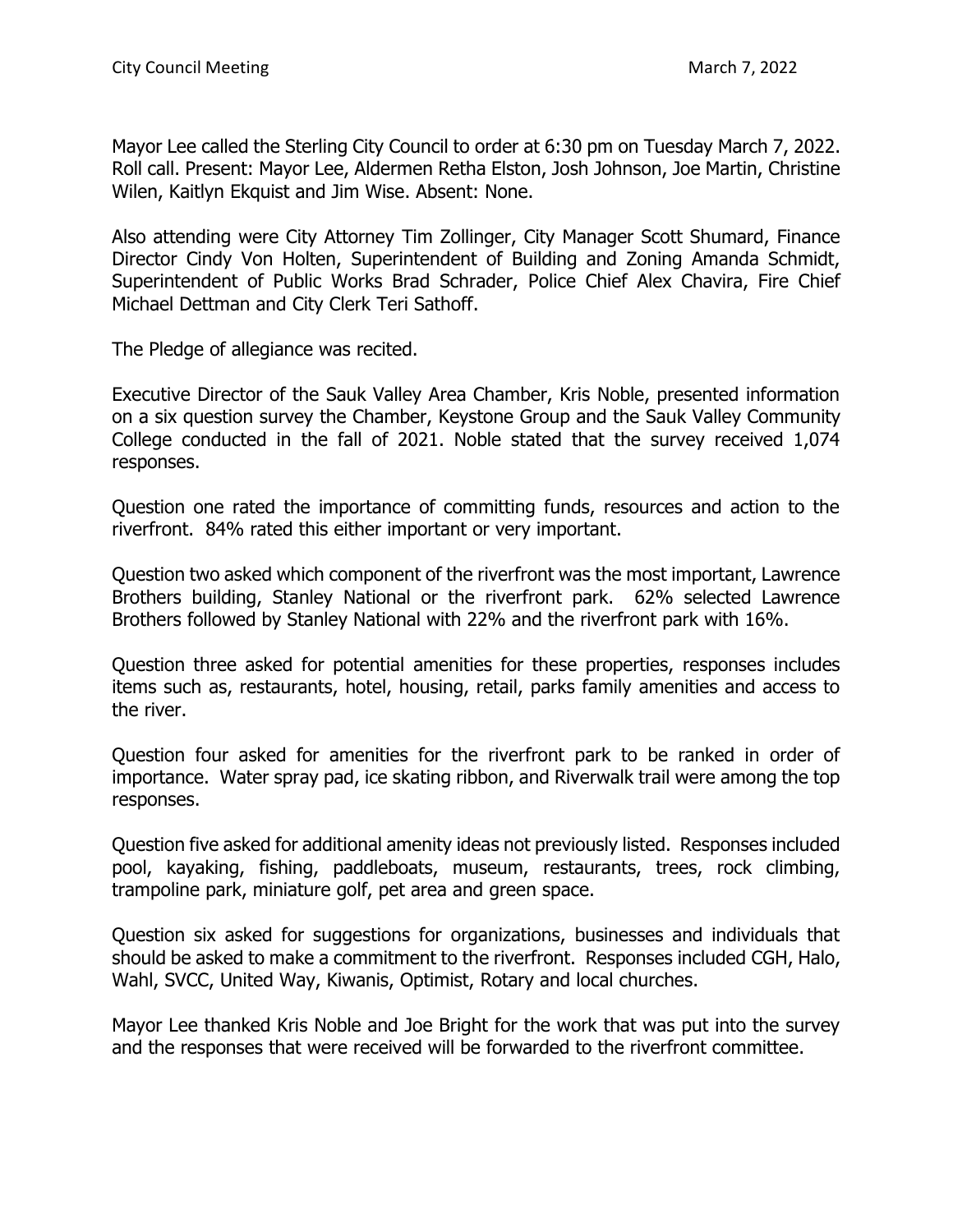Mayor Lee called the Sterling City Council to order at 6:30 pm on Tuesday March 7, 2022. Roll call. Present: Mayor Lee, Aldermen Retha Elston, Josh Johnson, Joe Martin, Christine Wilen, Kaitlyn Ekquist and Jim Wise. Absent: None.

Also attending were City Attorney Tim Zollinger, City Manager Scott Shumard, Finance Director Cindy Von Holten, Superintendent of Building and Zoning Amanda Schmidt, Superintendent of Public Works Brad Schrader, Police Chief Alex Chavira, Fire Chief Michael Dettman and City Clerk Teri Sathoff.

The Pledge of allegiance was recited.

Executive Director of the Sauk Valley Area Chamber, Kris Noble, presented information on a six question survey the Chamber, Keystone Group and the Sauk Valley Community College conducted in the fall of 2021. Noble stated that the survey received 1,074 responses.

Question one rated the importance of committing funds, resources and action to the riverfront. 84% rated this either important or very important.

Question two asked which component of the riverfront was the most important, Lawrence Brothers building, Stanley National or the riverfront park. 62% selected Lawrence Brothers followed by Stanley National with 22% and the riverfront park with 16%.

Question three asked for potential amenities for these properties, responses includes items such as, restaurants, hotel, housing, retail, parks family amenities and access to the river.

Question four asked for amenities for the riverfront park to be ranked in order of importance. Water spray pad, ice skating ribbon, and Riverwalk trail were among the top responses.

Question five asked for additional amenity ideas not previously listed. Responses included pool, kayaking, fishing, paddleboats, museum, restaurants, trees, rock climbing, trampoline park, miniature golf, pet area and green space.

Question six asked for suggestions for organizations, businesses and individuals that should be asked to make a commitment to the riverfront. Responses included CGH, Halo, Wahl, SVCC, United Way, Kiwanis, Optimist, Rotary and local churches.

Mayor Lee thanked Kris Noble and Joe Bright for the work that was put into the survey and the responses that were received will be forwarded to the riverfront committee.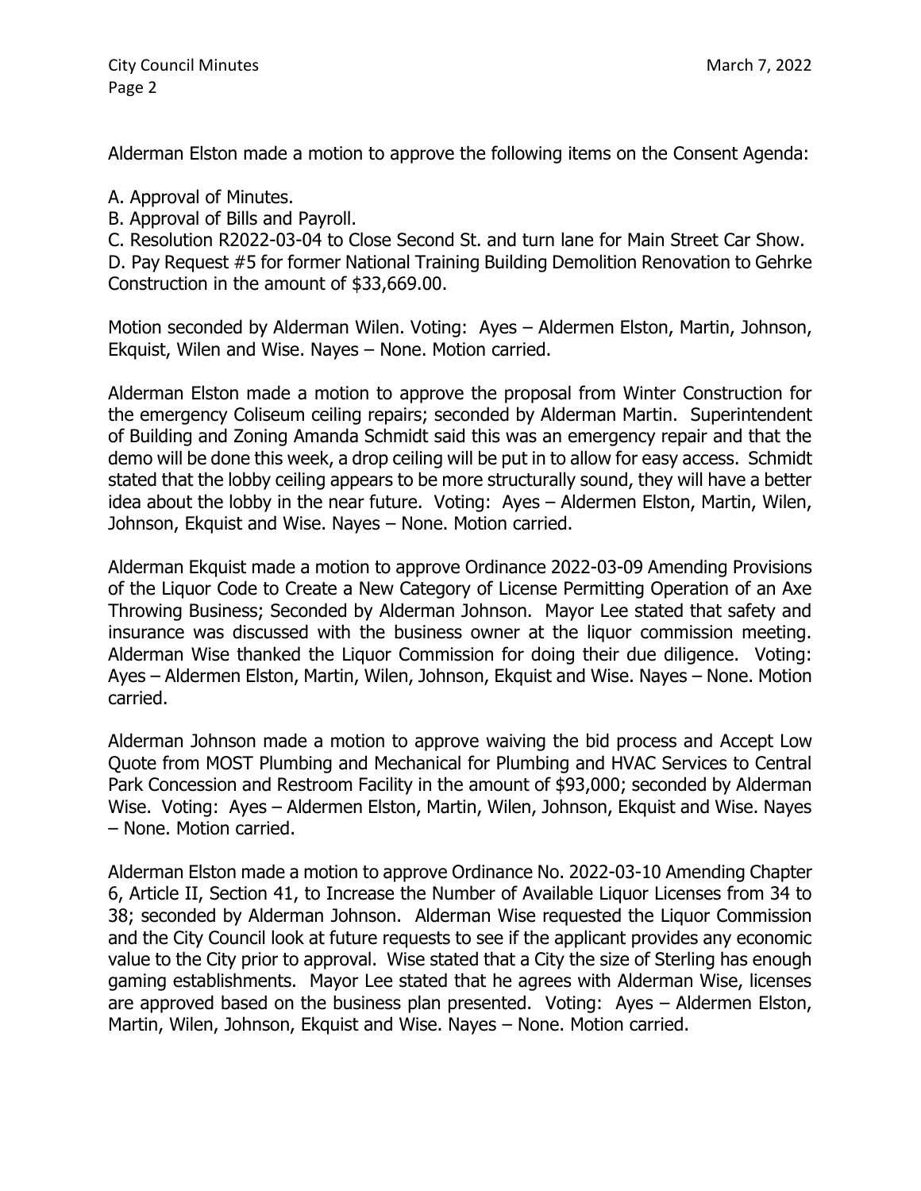Alderman Elston made a motion to approve the following items on the Consent Agenda:

A. Approval of Minutes.
B. Approval of Bills and Payroll.
C. Resolution R2022-03-04 to Close Second St. and turn lane for Main Street Car Show.
D. Pay Request #5 for former National Training Building Demolition Renovation to Gehrke Construction in the amount of $33,669.00.

Motion seconded by Alderman Wilen. Voting: Ayes – Aldermen Elston, Martin, Johnson, Ekquist, Wilen and Wise. Nayes – None. Motion carried.

Alderman Elston made a motion to approve the proposal from Winter Construction for the emergency Coliseum ceiling repairs; seconded by Alderman Martin. Superintendent of Building and Zoning Amanda Schmidt said this was an emergency repair and that the demo will be done this week, a drop ceiling will be put in to allow for easy access. Schmidt stated that the lobby ceiling appears to be more structurally sound, they will have a better idea about the lobby in the near future. Voting: Ayes – Aldermen Elston, Martin, Wilen, Johnson, Ekquist and Wise. Nayes – None. Motion carried.

Alderman Ekquist made a motion to approve Ordinance 2022-03-09 Amending Provisions of the Liquor Code to Create a New Category of License Permitting Operation of an Axe Throwing Business; Seconded by Alderman Johnson. Mayor Lee stated that safety and insurance was discussed with the business owner at the liquor commission meeting. Alderman Wise thanked the Liquor Commission for doing their due diligence. Voting: Ayes – Aldermen Elston, Martin, Wilen, Johnson, Ekquist and Wise. Nayes – None. Motion carried.

Alderman Johnson made a motion to approve waiving the bid process and Accept Low Quote from MOST Plumbing and Mechanical for Plumbing and HVAC Services to Central Park Concession and Restroom Facility in the amount of $93,000; seconded by Alderman Wise. Voting: Ayes – Aldermen Elston, Martin, Wilen, Johnson, Ekquist and Wise. Nayes – None. Motion carried.

Alderman Elston made a motion to approve Ordinance No. 2022-03-10 Amending Chapter 6, Article II, Section 41, to Increase the Number of Available Liquor Licenses from 34 to 38; seconded by Alderman Johnson. Alderman Wise requested the Liquor Commission and the City Council look at future requests to see if the applicant provides any economic value to the City prior to approval. Wise stated that a City the size of Sterling has enough gaming establishments. Mayor Lee stated that he agrees with Alderman Wise, licenses are approved based on the business plan presented. Voting: Ayes – Aldermen Elston, Martin, Wilen, Johnson, Ekquist and Wise. Nayes – None. Motion carried.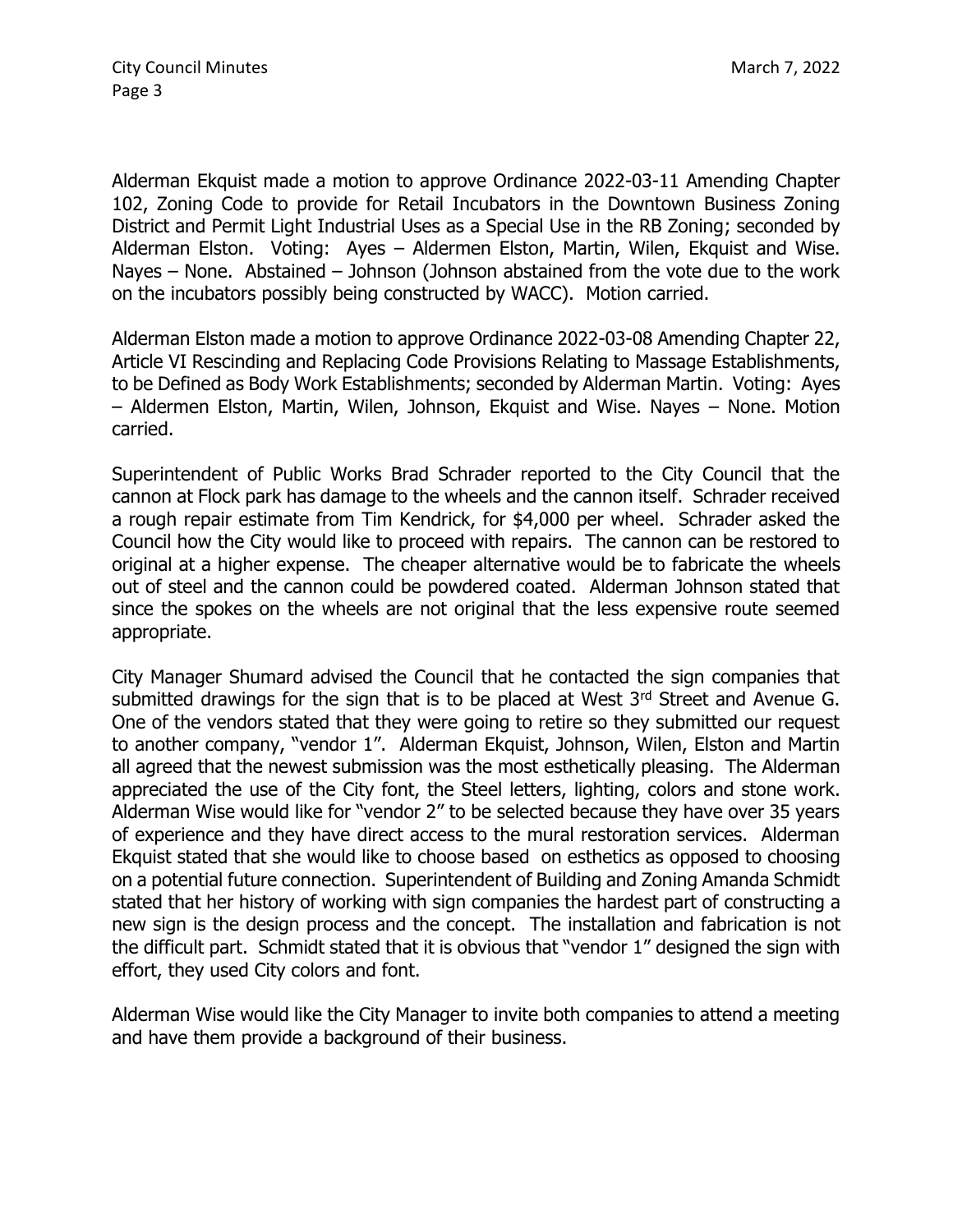Alderman Ekquist made a motion to approve Ordinance 2022-03-11 Amending Chapter 102, Zoning Code to provide for Retail Incubators in the Downtown Business Zoning District and Permit Light Industrial Uses as a Special Use in the RB Zoning; seconded by Alderman Elston. Voting: Ayes – Aldermen Elston, Martin, Wilen, Ekquist and Wise. Nayes – None. Abstained – Johnson (Johnson abstained from the vote due to the work on the incubators possibly being constructed by WACC). Motion carried.

Alderman Elston made a motion to approve Ordinance 2022-03-08 Amending Chapter 22, Article VI Rescinding and Replacing Code Provisions Relating to Massage Establishments, to be Defined as Body Work Establishments; seconded by Alderman Martin. Voting: Ayes – Aldermen Elston, Martin, Wilen, Johnson, Ekquist and Wise. Nayes – None. Motion carried.

Superintendent of Public Works Brad Schrader reported to the City Council that the cannon at Flock park has damage to the wheels and the cannon itself. Schrader received a rough repair estimate from Tim Kendrick, for $4,000 per wheel. Schrader asked the Council how the City would like to proceed with repairs. The cannon can be restored to original at a higher expense. The cheaper alternative would be to fabricate the wheels out of steel and the cannon could be powdered coated. Alderman Johnson stated that since the spokes on the wheels are not original that the less expensive route seemed appropriate.

City Manager Shumard advised the Council that he contacted the sign companies that submitted drawings for the sign that is to be placed at West 3rd Street and Avenue G. One of the vendors stated that they were going to retire so they submitted our request to another company, "vendor 1". Alderman Ekquist, Johnson, Wilen, Elston and Martin all agreed that the newest submission was the most esthetically pleasing. The Alderman appreciated the use of the City font, the Steel letters, lighting, colors and stone work. Alderman Wise would like for "vendor 2" to be selected because they have over 35 years of experience and they have direct access to the mural restoration services. Alderman Ekquist stated that she would like to choose based on esthetics as opposed to choosing on a potential future connection. Superintendent of Building and Zoning Amanda Schmidt stated that her history of working with sign companies the hardest part of constructing a new sign is the design process and the concept. The installation and fabrication is not the difficult part. Schmidt stated that it is obvious that "vendor 1" designed the sign with effort, they used City colors and font.

Alderman Wise would like the City Manager to invite both companies to attend a meeting and have them provide a background of their business.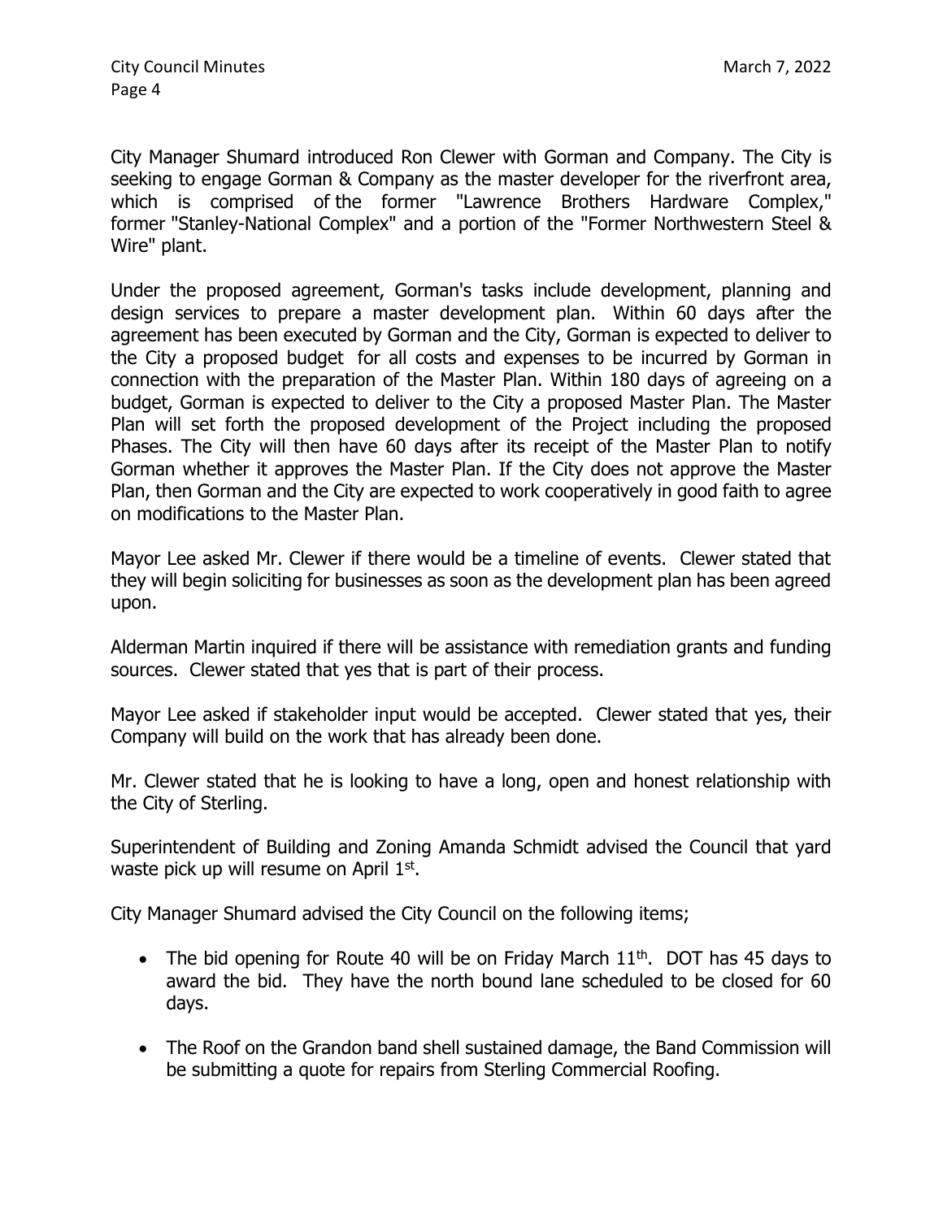City Manager Shumard introduced Ron Clewer with Gorman and Company. The City is seeking to engage Gorman & Company as the master developer for the riverfront area, which is comprised of the former "Lawrence Brothers Hardware Complex," former "Stanley-National Complex" and a portion of the "Former Northwestern Steel & Wire" plant.

Under the proposed agreement, Gorman's tasks include development, planning and design services to prepare a master development plan. Within 60 days after the agreement has been executed by Gorman and the City, Gorman is expected to deliver to the City a proposed budget for all costs and expenses to be incurred by Gorman in connection with the preparation of the Master Plan. Within 180 days of agreeing on a budget, Gorman is expected to deliver to the City a proposed Master Plan. The Master Plan will set forth the proposed development of the Project including the proposed Phases. The City will then have 60 days after its receipt of the Master Plan to notify Gorman whether it approves the Master Plan. If the City does not approve the Master Plan, then Gorman and the City are expected to work cooperatively in good faith to agree on modifications to the Master Plan.

Mayor Lee asked Mr. Clewer if there would be a timeline of events. Clewer stated that they will begin soliciting for businesses as soon as the development plan has been agreed upon.

Alderman Martin inquired if there will be assistance with remediation grants and funding sources. Clewer stated that yes that is part of their process.

Mayor Lee asked if stakeholder input would be accepted. Clewer stated that yes, their Company will build on the work that has already been done.

Mr. Clewer stated that he is looking to have a long, open and honest relationship with the City of Sterling.

Superintendent of Building and Zoning Amanda Schmidt advised the Council that yard waste pick up will resume on April 1st.

City Manager Shumard advised the City Council on the following items;

- The bid opening for Route 40 will be on Friday March 11th. DOT has 45 days to award the bid. They have the north bound lane scheduled to be closed for 60 days.
- The Roof on the Grandon band shell sustained damage, the Band Commission will be submitting a quote for repairs from Sterling Commercial Roofing.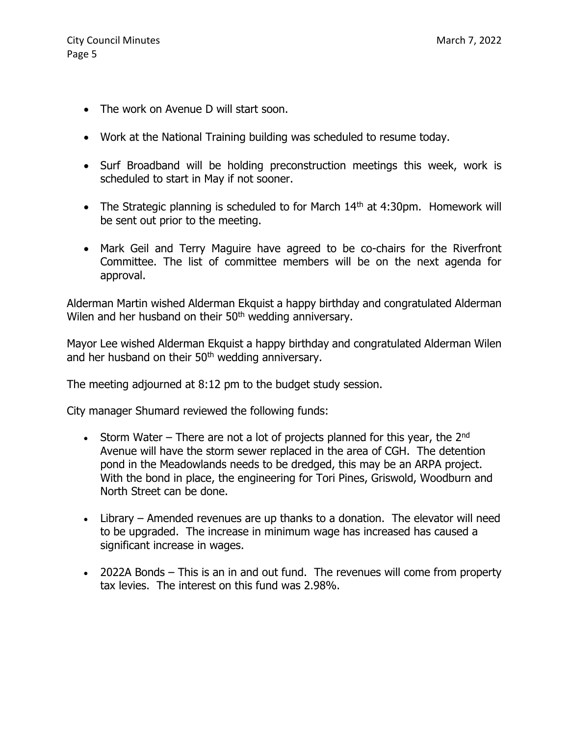- The work on Avenue D will start soon.
- Work at the National Training building was scheduled to resume today.
- Surf Broadband will be holding preconstruction meetings this week, work is scheduled to start in May if not sooner.
- The Strategic planning is scheduled to for March 14th at 4:30pm. Homework will be sent out prior to the meeting.
- Mark Geil and Terry Maguire have agreed to be co-chairs for the Riverfront Committee. The list of committee members will be on the next agenda for approval.

Alderman Martin wished Alderman Ekquist a happy birthday and congratulated Alderman Wilen and her husband on their 50th wedding anniversary.

Mayor Lee wished Alderman Ekquist a happy birthday and congratulated Alderman Wilen and her husband on their 50th wedding anniversary.

The meeting adjourned at 8:12 pm to the budget study session.

City manager Shumard reviewed the following funds:

- Storm Water – There are not a lot of projects planned for this year, the 2nd Avenue will have the storm sewer replaced in the area of CGH. The detention pond in the Meadowlands needs to be dredged, this may be an ARPA project. With the bond in place, the engineering for Tori Pines, Griswold, Woodburn and North Street can be done.
- Library – Amended revenues are up thanks to a donation. The elevator will need to be upgraded. The increase in minimum wage has increased has caused a significant increase in wages.
- 2022A Bonds – This is an in and out fund. The revenues will come from property tax levies. The interest on this fund was 2.98%.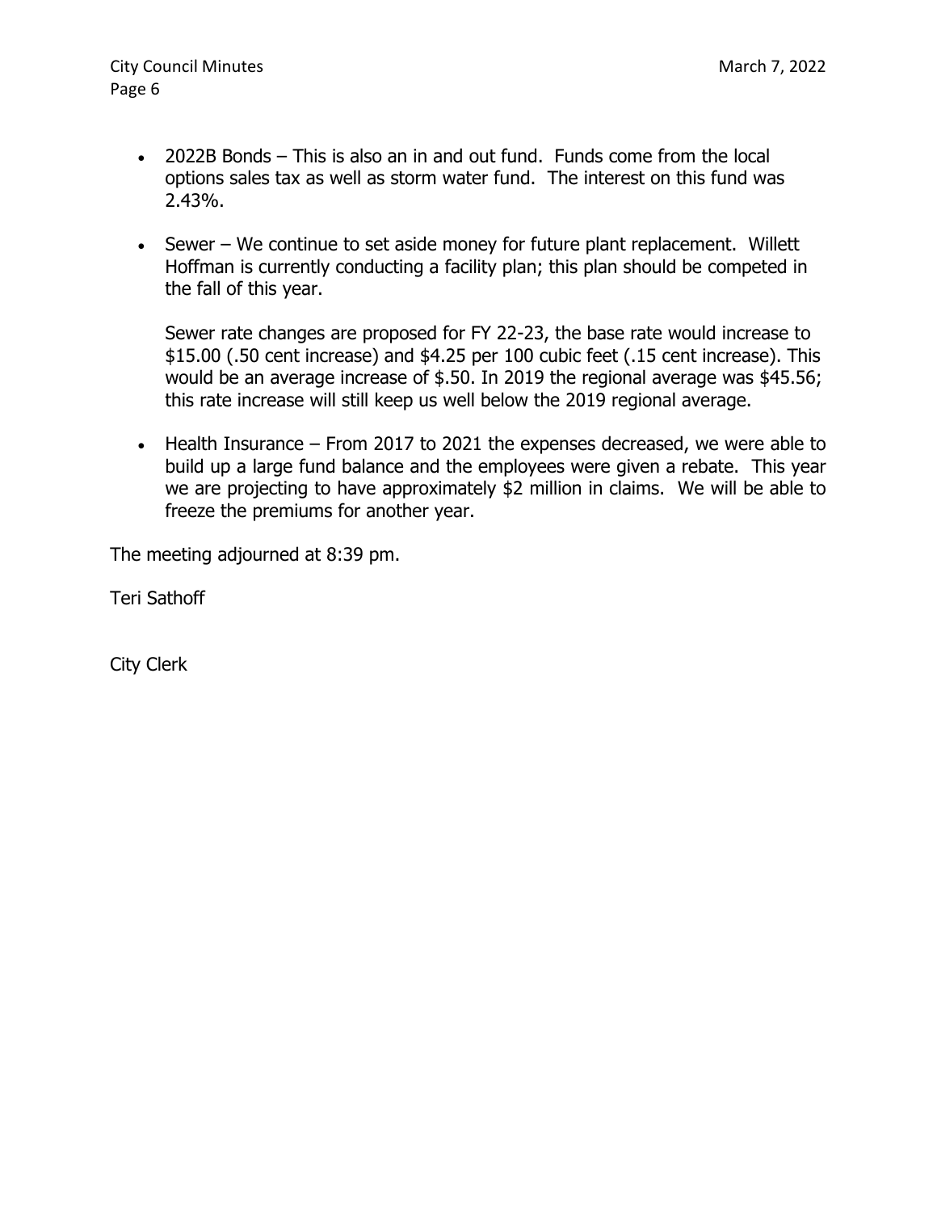- 2022B Bonds – This is also an in and out fund. Funds come from the local options sales tax as well as storm water fund. The interest on this fund was 2.43%.

- Sewer – We continue to set aside money for future plant replacement. Willett Hoffman is currently conducting a facility plan; this plan should be competed in the fall of this year.

  Sewer rate changes are proposed for FY 22-23, the base rate would increase to $15.00 (.50 cent increase) and $4.25 per 100 cubic feet (.15 cent increase). This would be an average increase of $.50. In 2019 the regional average was $45.56; this rate increase will still keep us well below the 2019 regional average.

- Health Insurance – From 2017 to 2021 the expenses decreased, we were able to build up a large fund balance and the employees were given a rebate. This year we are projecting to have approximately $2 million in claims. We will be able to freeze the premiums for another year.

The meeting adjourned at 8:39 pm.

Teri Sathoff

City Clerk